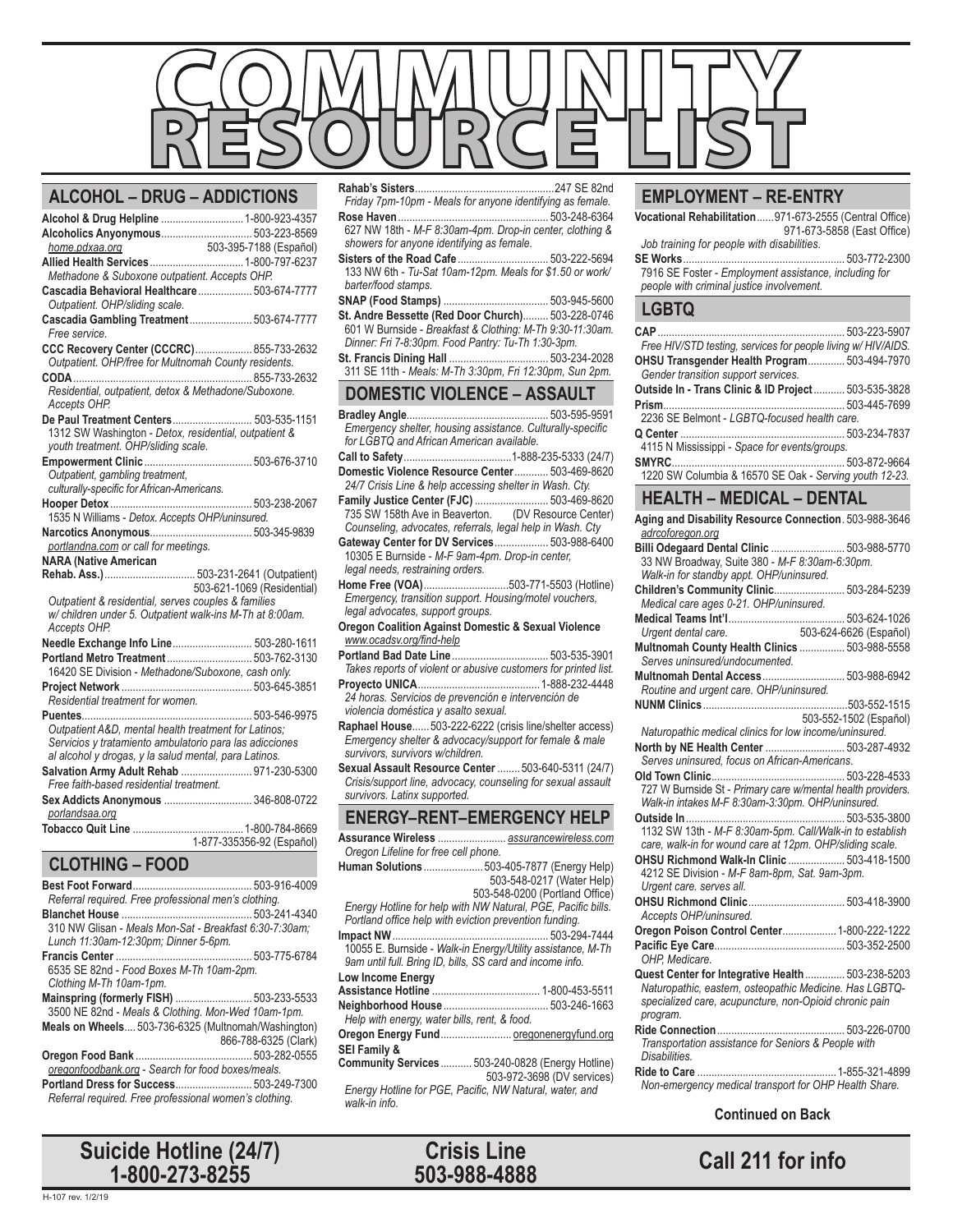# COMMUNITY RESOURCE LIST

## ALCOHOL – DRUG – ADDICTIONS

**Alcohol & Drug Helpline** ............................ 1-800-923-4357

**Alcoholics Anyonymous**................................ 503-223-8569
home.pdxaa.org 503-395-7188 (Español)

**Allied Health Services**................................ 1-800-797-6237
*Methadone & Suboxone outpatient. Accepts OHP.*

**Cascadia Behavioral Healthcare**.................. 503-674-7777
*Outpatient. OHP/sliding scale.*

**Cascadia Gambling Treatment**..................... 503-674-7777
*Free service.*

**CCC Recovery Center (CCCRC)**.................... 855-733-2632
*Outpatient. OHP/free for Multnomah County residents.*

**CODA**............................................................... 855-733-2632
*Residential, outpatient, detox & Methadone/Suboxone. Accepts OHP.*

**De Paul Treatment Centers**........................... 503-535-1151
1312 SW Washington - *Detox, residential, outpatient & youth treatment. OHP/sliding scale.*

**Empowerment Clinic**...................................... 503-676-3710
*Outpatient, gambling treatment, culturally-specific for African-Americans.*

**Hooper Detox**.................................................. 503-238-2067
1535 N Williams - *Detox. Accepts OHP/uninsured.*

**Narcotics Anonymous**.................................... 503-345-9839
portlandna.com *or call for meetings.*

**NARA (Native American Rehab. Ass.)**................................ 503-231-2641 (Outpatient)
503-621-1069 (Residential)
*Outpatient & residential, serves couples & families w/ children under 5. Outpatient walk-ins M-Th at 8:00am. Accepts OHP.*

**Needle Exchange Info Line**............................ 503-280-1611

**Portland Metro Treatment**............................. 503-762-3130
16420 SE Division - *Methadone/Suboxone, cash only.*

**Project Network**............................................. 503-645-3851
*Residential treatment for women.*

**Puentes**............................................................ 503-546-9975
*Outpatient A&D, mental health treatment for Latinos; Servicios y tratamiento ambulatorio para las adicciones al alcohol y drogas, y la salud mental, para Latinos.*

**Salvation Army Adult Rehab**......................... 971-230-5300
*Free faith-based residential treatment.*

**Sex Addicts Anonymous**............................... 346-808-0722
portlandsaa.org

**Tobacco Quit Line**....................................... 1-800-784-8669
1-877-335356-92 (Español)

## CLOTHING – FOOD

**Best Foot Forward**.......................................... 503-916-4009
*Referral required. Free professional men's clothing.*

**Blanchet House**.............................................. 503-241-4340
310 NW Glisan - *Meals Mon-Sat - Breakfast 6:30-7:30am; Lunch 11:30am-12:30pm; Dinner 5-6pm.*

**Francis Center**................................................ 503-775-6784
6535 SE 82nd - *Food Boxes M-Th 10am-2pm. Clothing M-Th 10am-1pm.*

**Mainspring (formerly FISH)**........................... 503-233-5533
3500 NE 82nd - *Meals & Clothing. Mon-Wed 10am-1pm.*

**Meals on Wheels**.... 503-736-6325 (Multnomah/Washington)
866-788-6325 (Clark)

**Oregon Food Bank**......................................... 503-282-0555
oregonfoodbank.org - *Search for food boxes/meals.*

**Portland Dress for Success**........................... 503-249-7300
*Referral required. Free professional women's clothing.*

**Rahab's Sisters**.................................................247 SE 82nd
*Friday 7pm-10pm - Meals for anyone identifying as female.*

**Rose Haven**..................................................... 503-248-6364
627 NW 18th - *M-F 8:30am-4pm. Drop-in center, clothing & showers for anyone identifying as female.*

**Sisters of the Road Cafe**................................ 503-222-5694
133 NW 6th - *Tu-Sat 10am-12pm. Meals for $1.50 or work/barter/food stamps.*

**SNAP (Food Stamps)**..................................... 503-945-5600

**St. Andre Bessette (Red Door Church)**......... 503-228-0746
601 W Burnside - *Breakfast & Clothing: M-Th 9:30-11:30am. Dinner: Fri 7-8:30pm. Food Pantry: Tu-Th 1:30-3pm.*

**St. Francis Dining Hall**.................................. 503-234-2028
311 SE 11th - *Meals: M-Th 3:30pm, Fri 12:30pm, Sun 2pm.*

## DOMESTIC VIOLENCE – ASSAULT

**Bradley Angle**................................................. 503-595-9591
*Emergency shelter, housing assistance. Culturally-specific for LGBTQ and African American available.*

**Call to Safety**.................................... 1-888-235-5333 (24/7)

**Domestic Violence Resource Center**............ 503-469-8620
*24/7 Crisis Line & help accessing shelter in Wash. Cty.*

**Family Justice Center (FJC)**.......................... 503-469-8620
735 SW 158th Ave in Beaverton. (DV Resource Center)
*Counseling, advocates, referrals, legal help in Wash. Cty*

**Gateway Center for DV Services**.................. 503-988-6400
10305 E Burnside - *M-F 9am-4pm. Drop-in center, legal needs, restraining orders.*

**Home Free (VOA)**............................ 503-771-5503 (Hotline)
*Emergency, transition support. Housing/motel vouchers, legal advocates, support groups.*

**Oregon Coalition Against Domestic & Sexual Violence**
www.ocadsv.org/find-help

**Portland Bad Date Line**................................ 503-535-3901
*Takes reports of violent or abusive customers for printed list.*

**Proyecto UNICA**........................................ 1-888-232-4448
*24 horas. Servicios de prevención e intervención de violencia doméstica y asalto sexual.*

**Raphael House**...... 503-222-6222 (crisis line/shelter access)
*Emergency shelter & advocacy/support for female & male survivors, survivors w/children.*

**Sexual Assault Resource Center**........ 503-640-5311 (24/7)
*Crisis/support line, advocacy, counseling for sexual assault survivors. Latinx supported.*

## ENERGY–RENT–EMERGENCY HELP

**Assurance Wireless**....................... assurancewireless.com
*Oregon Lifeline for free cell phone.*

**Human Solutions**.................... 503-405-7877 (Energy Help)
503-548-0217 (Water Help)
503-548-0200 (Portland Office)
*Energy Hotline for help with NW Natural, PGE, Pacific bills. Portland office help with eviction prevention funding.*

**Impact NW**...................................................... 503-294-7444
10055 E. Burnside - *Walk-in Energy/Utility assistance, M-Th 9am until full. Bring ID, bills, SS card and income info.*

**Low Income Energy Assistance Hotline**...................................... 1-800-453-5511

**Neighborhood House**..................................... 503-246-1663
*Help with energy, water bills, rent, & food.*

**Oregon Energy Fund**......................... oregonenergyfund.org

**SEI Family & Community Services**........... 503-240-0828 (Energy Hotline)
503-972-3698 (DV services)
*Energy Hotline for PGE, Pacific, NW Natural, water, and walk-in info.*

## EMPLOYMENT – RE-ENTRY

**Vocational Rehabilitation**...... 971-673-2555 (Central Office)
971-673-5858 (East Office)
*Job training for people with disabilities.*

**SE Works**......................................................... 503-772-2300
7916 SE Foster - *Employment assistance, including for people with criminal justice involvement.*

## LGBTQ

**CAP**.................................................................. 503-223-5907
*Free HIV/STD testing, services for people living w/ HIV/AIDS.*

**OHSU Transgender Health Program**............. 503-494-7970
*Gender transition support services.*

**Outside In - Trans Clinic & ID Project**........... 503-535-3828

**Prism**............................................................... 503-445-7699
2236 SE Belmont - *LGBTQ-focused health care.*

**Q Center**......................................................... 503-234-7837
4115 N Mississippi - *Space for events/groups.*

**SMYRC**............................................................ 503-872-9664
1220 SW Columbia & 16570 SE Oak - *Serving youth 12-23.*

## HEALTH – MEDICAL – DENTAL

**Aging and Disability Resource Connection**. 503-988-3646
adrcoforegon.org

**Billi Odegaard Dental Clinic**.......................... 503-988-5770
33 NW Broadway, Suite 380 - *M-F 8:30am-6:30pm. Walk-in for standby appt. OHP/uninsured.*

**Children's Community Clinic**........................ 503-284-5239
*Medical care ages 0-21. OHP/uninsured.*

**Medical Teams Int'l**........................................ 503-624-1026
*Urgent dental care.* 503-624-6626 (Español)

**Multnomah County Health Clinics**................ 503-988-5558
*Serves uninsured/undocumented.*

**Multnomah Dental Access**............................. 503-988-6942
*Routine and urgent care. OHP/uninsured.*

**NUNM Clinics**................................................... 503-552-1515
503-552-1502 (Español)
*Naturopathic medical clinics for low income/uninsured.*

**North by NE Health Center**........................... 503-287-4932
*Serves uninsured, focus on African-Americans.*

**Old Town Clinic**.............................................. 503-228-4533
727 W Burnside St - *Primary care w/mental health providers. Walk-in intakes M-F 8:30am-3:30pm. OHP/uninsured.*

**Outside In**....................................................... 503-535-3800
1132 SW 13th - *M-F 8:30am-5pm. Call/Walk-in to establish care, walk-in for wound care at 12pm. OHP/sliding scale.*

**OHSU Richmond Walk-In Clinic**.................... 503-418-1500
4212 SE Division - *M-F 8am-8pm, Sat. 9am-3pm. Urgent care. serves all.*

**OHSU Richmond Clinic**.................................. 503-418-3900
*Accepts OHP/uninsured.*

**Oregon Poison Control Center**.................. 1-800-222-1222

**Pacific Eye Care**............................................. 503-352-2500
*OHP, Medicare.*

**Quest Center for Integrative Health**.............. 503-238-5203
*Naturopathic, eastern, osteopathic Medicine. Has LGBTQ-specialized care, acupuncture, non-Opioid chronic pain program.*

**Ride Connection**............................................. 503-226-0700
*Transportation assistance for Seniors & People with Disabilities.*

**Ride to Care**................................................ 1-855-321-4899
*Non-emergency medical transport for OHP Health Share.*

**Continued on Back**

**Suicide Hotline (24/7) 1-800-273-8255**

**Crisis Line 503-988-4888**

**Call 211 for info**

H-107 rev. 1/2/19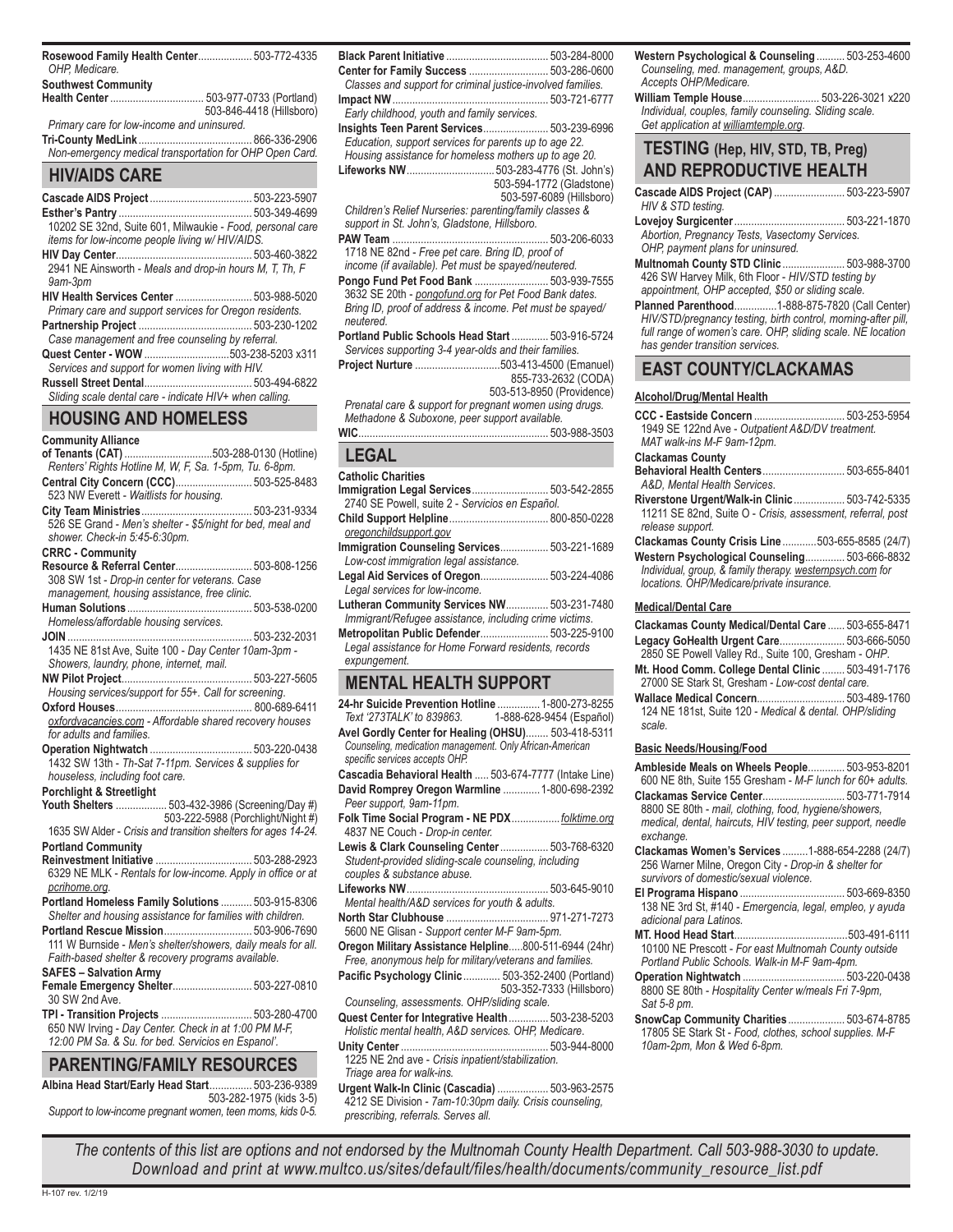**Rosewood Family Health Center**..................503-772-4335
*OHP, Medicare.*

**Southwest Community Health Center**................................503-977-0733 (Portland)
503-846-4418 (Hillsboro)
*Primary care for low-income and uninsured.*

**Tri-County MedLink**........................................866-336-2906
*Non-emergency medical transportation for OHP Open Card.*

## HIV/AIDS CARE

**Cascade AIDS Project**....................................503-223-5907

**Esther's Pantry**..............................................503-349-4699
10202 SE 32nd, Suite 601, Milwaukie - *Food, personal care items for low-income people living w/ HIV/AIDS.*

**HIV Day Center**................................................503-460-3822
2941 NE Ainsworth - *Meals and drop-in hours M, T, Th, F 9am-3pm*

**HIV Health Services Center**...........................503-988-5020
*Primary care and support services for Oregon residents.*

**Partnership Project**........................................503-230-1202
*Case management and free counseling by referral.*

**Quest Center - WOW**............................503-238-5203 x311
*Services and support for women living with HIV.*

**Russell Street Dental**......................................503-494-6822
*Sliding scale dental care - indicate HIV+ when calling.*

## HOUSING AND HOMELESS

**Community Alliance of Tenants (CAT)**..............................503-288-0130 (Hotline)
*Renters' Rights Hotline M, W, F, Sa. 1-5pm, Tu. 6-8pm.*

**Central City Concern (CCC)**...........................503-525-8483
523 NW Everett - *Waitlists for housing.*

**City Team Ministries**.......................................503-231-9334
526 SE Grand - *Men's shelter - $5/night for bed, meal and shower. Check-in 5:45-6:30pm.*

**CRRC - Community Resource & Referral Center**...........................503-808-1256
308 SW 1st - *Drop-in center for veterans. Case management, housing assistance, free clinic.*

**Human Solutions**............................................503-538-0200
*Homeless/affordable housing services.*

**JOIN**..................................................................503-232-2031
1435 NE 81st Ave, Suite 100 - *Day Center 10am-3pm - Showers, laundry, phone, internet, mail.*

**NW Pilot Project**..............................................503-227-5605
*Housing services/support for 55+. Call for screening.*

**Oxford Houses**................................................800-689-6411
*oxfordvacancies.com - Affordable shared recovery houses for adults and families.*

**Operation Nightwatch**....................................503-220-0438
1432 SW 13th - *Th-Sat 7-11pm. Services & supplies for houseless, including foot care.*

**Porchlight & Streetlight Youth Shelters**..................503-432-3986 (Screening/Day #)
503-222-5988 (Porchlight/Night #)
1635 SW Alder - *Crisis and transition shelters for ages 14-24.*

**Portland Community Reinvestment Initiative**..................................503-288-2923
6329 NE MLK - *Rentals for low-income. Apply in office or at pcrihome.org.*

**Portland Homeless Family Solutions**...........503-915-8306
*Shelter and housing assistance for families with children.*

**Portland Rescue Mission**...............................503-906-7690
111 W Burnside - *Men's shelter/showers, daily meals for all. Faith-based shelter & recovery programs available.*

**SAFES – Salvation Army Female Emergency Shelter**............................503-227-0810
30 SW 2nd Ave.

**TPI - Transition Projects**................................503-280-4700
650 NW Irving - *Day Center. Check in at 1:00 PM M-F, 12:00 PM Sa. & Su. for bed. Servicios en Espanol'.*

## PARENTING/FAMILY RESOURCES

**Albina Head Start/Early Head Start**...............503-236-9389
503-282-1975 (kids 3-5)
*Support to low-income pregnant women, teen moms, kids 0-5.*

**Black Parent Initiative**....................................503-284-8000

**Center for Family Success**............................503-286-0600
*Classes and support for criminal justice-involved families.*

**Impact NW**.......................................................503-721-6777
*Early childhood, youth and family services.*

**Insights Teen Parent Services**.......................503-239-6996
*Education, support services for parents up to age 22. Housing assistance for homeless mothers up to age 20.*

**Lifeworks NW**..............................503-283-4776 (St. John's)
503-594-1772 (Gladstone)
503-597-6089 (Hillsboro)
*Children's Relief Nurseries: parenting/family classes & support in St. John's, Gladstone, Hillsboro.*

**PAW Team**.......................................................503-206-6033
1718 NE 82nd - *Free pet care. Bring ID, proof of income (if available). Pet must be spayed/neutered.*

**Pongo Fund Pet Food Bank**...........................503-939-7555
3632 SE 20th - *pongofund.org for Pet Food Bank dates. Bring ID, proof of address & income. Pet must be spayed/neutered.*

**Portland Public Schools Head Start**.............503-916-5724
*Services supporting 3-4 year-olds and their families.*

**Project Nurture**..............................503-413-4500 (Emanuel)
855-733-2632 (CODA)
503-513-8950 (Providence)
*Prenatal care & support for pregnant women using drugs. Methadone & Suboxone, peer support available.*

**WIC**...................................................................503-988-3503

## LEGAL

**Catholic Charities Immigration Legal Services**...........................503-542-2855
2740 SE Powell, suite 2 - *Servicios en Español.*

**Child Support Helpline**...................................800-850-0228
*oregonchildsupport.gov*

**Immigration Counseling Services**.................503-221-1689
*Low-cost immigration legal assistance.*

**Legal Aid Services of Oregon**........................503-224-4086
*Legal services for low-income.*

**Lutheran Community Services NW**...............503-231-7480
*Immigrant/Refugee assistance, including crime victims.*

**Metropolitan Public Defender**........................503-225-9100
*Legal assistance for Home Forward residents, records expungement.*

## MENTAL HEALTH SUPPORT

**24-hr Suicide Prevention Hotline**...............1-800-273-8255
*Text '273TALK' to 839863.* 1-888-628-9454 (Español)

**Avel Gordly Center for Healing (OHSU)**........503-418-5311
*Counseling, medication management. Only African-American specific services accepts OHP.*

**Cascadia Behavioral Health**.....503-674-7777 (Intake Line)

**David Romprey Oregon Warmline**.............1-800-698-2392
*Peer support, 9am-11pm.*

**Folk Time Social Program - NE PDX**................*folktime.org*
4837 NE Couch - *Drop-in center.*

**Lewis & Clark Counseling Center**.................503-768-6320
*Student-provided sliding-scale counseling, including couples & substance abuse.*

**Lifeworks NW**..................................................503-645-9010
*Mental health/A&D services for youth & adults.*

**North Star Clubhouse**....................................971-271-7273
5600 NE Glisan - *Support center M-F 9am-5pm.*

**Oregon Military Assistance Helpline**.....800-511-6944 (24hr)
*Free, anonymous help for military/veterans and families.*

**Pacific Psychology Clinic**.............503-352-2400 (Portland)
503-352-7333 (Hillsboro)
*Counseling, assessments. OHP/sliding scale.*

**Quest Center for Integrative Health**..............503-238-5203
*Holistic mental health, A&D services. OHP, Medicare.*

**Unity Center**....................................................503-944-8000
1225 NE 2nd ave - *Crisis inpatient/stabilization. Triage area for walk-ins.*

**Urgent Walk-In Clinic (Cascadia)**..................503-963-2575
4212 SE Division - *7am-10:30pm daily. Crisis counseling, prescribing, referrals. Serves all.*

**Western Psychological & Counseling**..........503-253-4600
*Counseling, med. management, groups, A&D. Accepts OHP/Medicare.*

**William Temple House**...........................503-226-3021 x220
*Individual, couples, family counseling. Sliding scale. Get application at williamtemple.org.*

## TESTING (Hep, HIV, STD, TB, Preg) AND REPRODUCTIVE HEALTH

**Cascade AIDS Project (CAP)**.........................503-223-5907
*HIV & STD testing.*

**Lovejoy Surgicenter**.......................................503-221-1870
*Abortion, Pregnancy Tests, Vasectomy Services. OHP, payment plans for uninsured.*

**Multnomah County STD Clinic**......................503-988-3700
426 SW Harvey Milk, 6th Floor - *HIV/STD testing by appointment, OHP accepted, $50 or sliding scale.*

**Planned Parenthood**...............1-888-875-7820 (Call Center)
*HIV/STD/pregnancy testing, birth control, morning-after pill, full range of women's care. OHP, sliding scale. NE location has gender transition services.*

## EAST COUNTY/CLACKAMAS

### Alcohol/Drug/Mental Health

**CCC - Eastside Concern**................................503-253-5954
1949 SE 122nd Ave - *Outpatient A&D/DV treatment. MAT walk-ins M-F 9am-12pm.*

**Clackamas County Behavioral Health Centers**.............................503-655-8401
*A&D, Mental Health Services.*

**Riverstone Urgent/Walk-in Clinic**..................503-742-5335
11211 SE 82nd, Suite O - *Crisis, assessment, referral, post release support.*

**Clackamas County Crisis Line**............503-655-8585 (24/7)

**Western Psychological Counseling**..............503-666-8832
*Individual, group, & family therapy. westernpsych.com for locations. OHP/Medicare/private insurance.*

### Medical/Dental Care

**Clackamas County Medical/Dental Care**......503-655-8471

**Legacy GoHealth Urgent Care**.......................503-666-5050
2850 SE Powell Valley Rd., Suite 100, Gresham - *OHP.*

**Mt. Hood Comm. College Dental Clinic**........503-491-7176
27000 SE Stark St, Gresham - *Low-cost dental care.*

**Wallace Medical Concern**...............................503-489-1760
124 NE 181st, Suite 120 - *Medical & dental. OHP/sliding scale.*

### Basic Needs/Housing/Food

**Ambleside Meals on Wheels People**.............503-953-8201
600 NE 8th, Suite 155 Gresham - *M-F lunch for 60+ adults.*

**Clackamas Service Center**.............................503-771-7914
8800 SE 80th - *mail, clothing, food, hygiene/showers, medical, dental, haircuts, HIV testing, peer support, needle exchange.*

**Clackamas Women's Services**.........1-888-654-2288 (24/7)
256 Warner Milne, Oregon City - *Drop-in & shelter for survivors of domestic/sexual violence.*

**El Programa Hispano**.....................................503-669-8350
138 NE 3rd St, #140 - *Emergencia, legal, empleo, y ayuda adicional para Latinos.*

**MT. Hood Head Start**........................................503-491-6111
10100 NE Prescott - *For east Multnomah County outside Portland Public Schools. Walk-in M-F 9am-4pm.*

**Operation Nightwatch**....................................503-220-0438
8800 SE 80th - *Hospitality Center w/meals Fri 7-9pm, Sat 5-8 pm.*

**SnowCap Community Charities**....................503-674-8785
17805 SE Stark St - *Food, clothes, school supplies. M-F 10am-2pm, Mon & Wed 6-8pm.*

*The contents of this list are options and not endorsed by the Multnomah County Health Department. Call 503-988-3030 to update. Download and print at www.multco.us/sites/default/files/health/documents/community_resource_list.pdf*

H-107 rev. 1/2/19